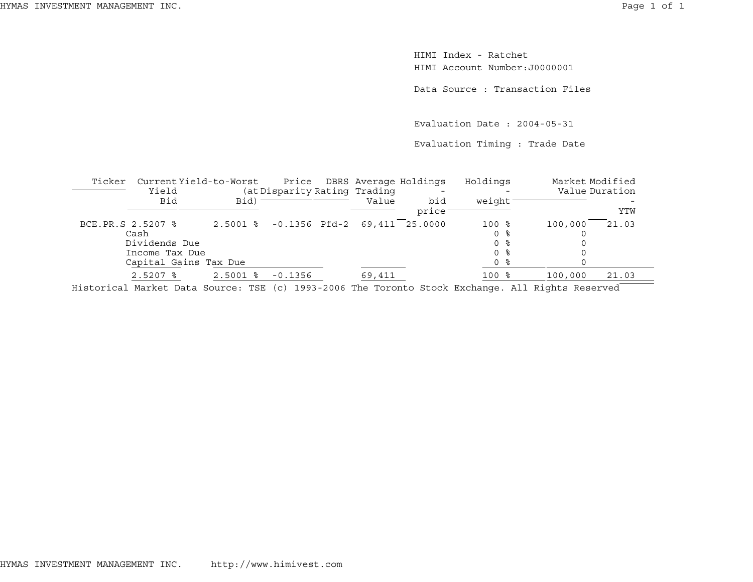HIMI Index - Ratchet
HIMI Account Number:J0000001

Data Source : Transaction Files

Evaluation Date : 2004-05-31

Evaluation Timing : Trade Date

| Ticker | Current Yield Bid | Yield-to-Worst (at Bid) | Price Disparity | DBRS Rating | Average Trading Value | Holdings - bid price | Holdings - weight | Market Value | Modified Duration - YTW |
|---|---|---|---|---|---|---|---|---|---|
| BCE.PR.S | 2.5207 % | 2.5001 % | -0.1356 | Pfd-2 | 69,411 | 25.0000 | 100 % | 100,000 | 21.03 |
| | Cash | | | | | | 0 % | 0 | |
| | Dividends Due | | | | | | 0 % | 0 | |
| | Income Tax Due | | | | | | 0 % | 0 | |
| | Capital Gains Tax Due | | | | | | 0 % | 0 | |
| | 2.5207 % | 2.5001 % | -0.1356 | | 69,411 | | 100 % | 100,000 | 21.03 |

Historical Market Data Source: TSE (c) 1993-2006 The Toronto Stock Exchange. All Rights Reserved

HYMAS INVESTMENT MANAGEMENT INC. http://www.himivest.com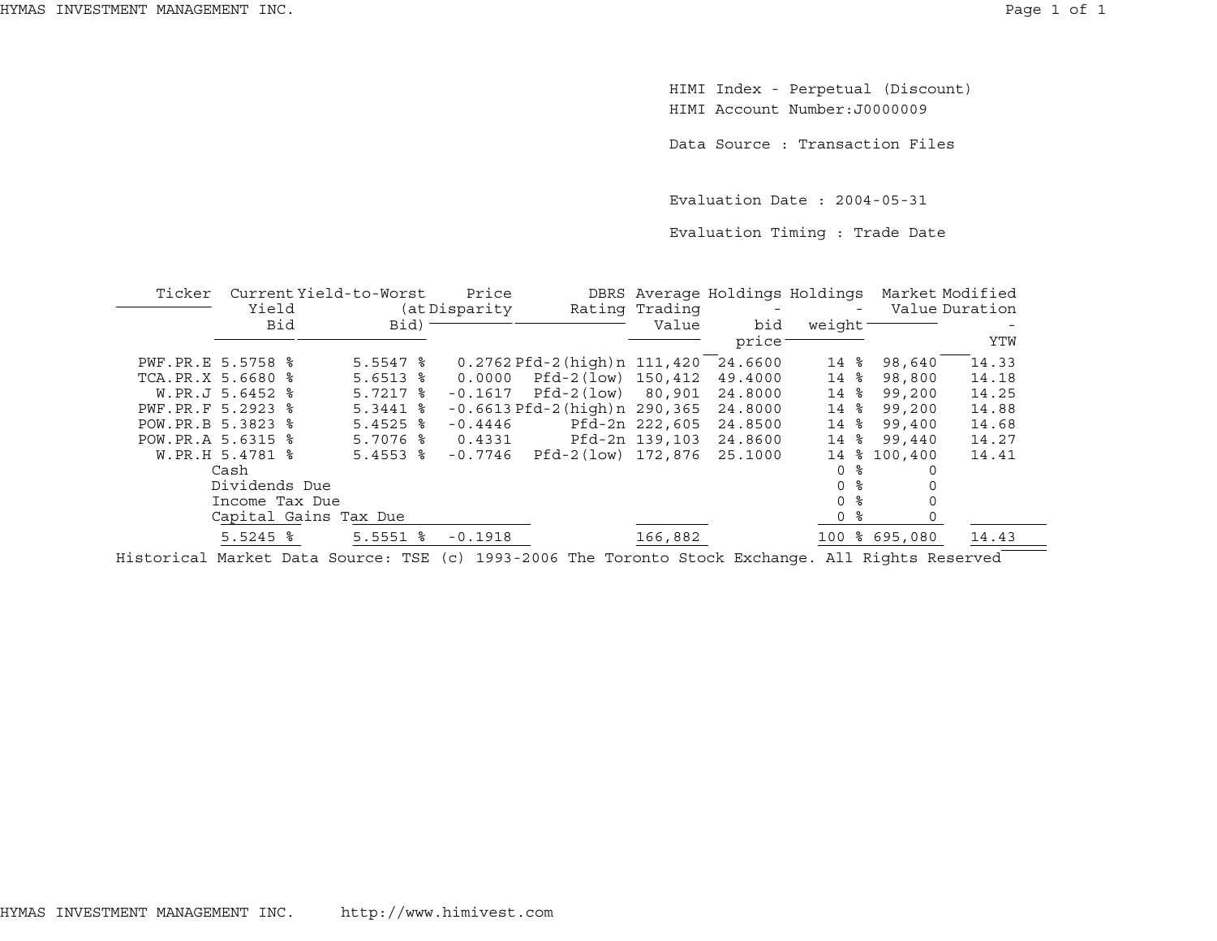HIMI Index - Perpetual (Discount)
HIMI Account Number:J0000009

Data Source : Transaction Files

Evaluation Date : 2004-05-31

Evaluation Timing : Trade Date

| Ticker | Current Yield Bid | Yield-to-Worst (at Bid) | Price Disparity | DBRS Rating | Average Trading Value | Holdings - bid price | Holdings - weight | Market Value | Modified Duration - YTW |
|---|---|---|---|---|---|---|---|---|---|
| PWF.PR.E | 5.5758 % | 5.5547 % | 0.2762 | Pfd-2(high)n | 111,420 | 24.6600 | 14 % | 98,640 | 14.33 |
| TCA.PR.X | 5.6680 % | 5.6513 % | 0.0000 | Pfd-2(low) | 150,412 | 49.4000 | 14 % | 98,800 | 14.18 |
| W.PR.J | 5.6452 % | 5.7217 % | -0.1617 | Pfd-2(low) | 80,901 | 24.8000 | 14 % | 99,200 | 14.25 |
| PWF.PR.F | 5.2923 % | 5.3441 % | -0.6613 | Pfd-2(high)n | 290,365 | 24.8000 | 14 % | 99,200 | 14.88 |
| POW.PR.B | 5.3823 % | 5.4525 % | -0.4446 | Pfd-2n | 222,605 | 24.8500 | 14 % | 99,400 | 14.68 |
| POW.PR.A | 5.6315 % | 5.7076 % | 0.4331 | Pfd-2n | 139,103 | 24.8600 | 14 % | 99,440 | 14.27 |
| W.PR.H | 5.4781 % | 5.4553 % | -0.7746 | Pfd-2(low) | 172,876 | 25.1000 | 14 % | 100,400 | 14.41 |
| Cash | | | | | | | 0 % | 0 | |
| Dividends Due | | | | | | | 0 % | 0 | |
| Income Tax Due | | | | | | | 0 % | 0 | |
| Capital Gains Tax Due | | | | | | | 0 % | 0 | |
| | 5.5245 % | 5.5551 % | -0.1918 | | 166,882 | | 100 % | 695,080 | 14.43 |

Historical Market Data Source: TSE (c) 1993-2006 The Toronto Stock Exchange. All Rights Reserved

HYMAS INVESTMENT MANAGEMENT INC. http://www.himivest.com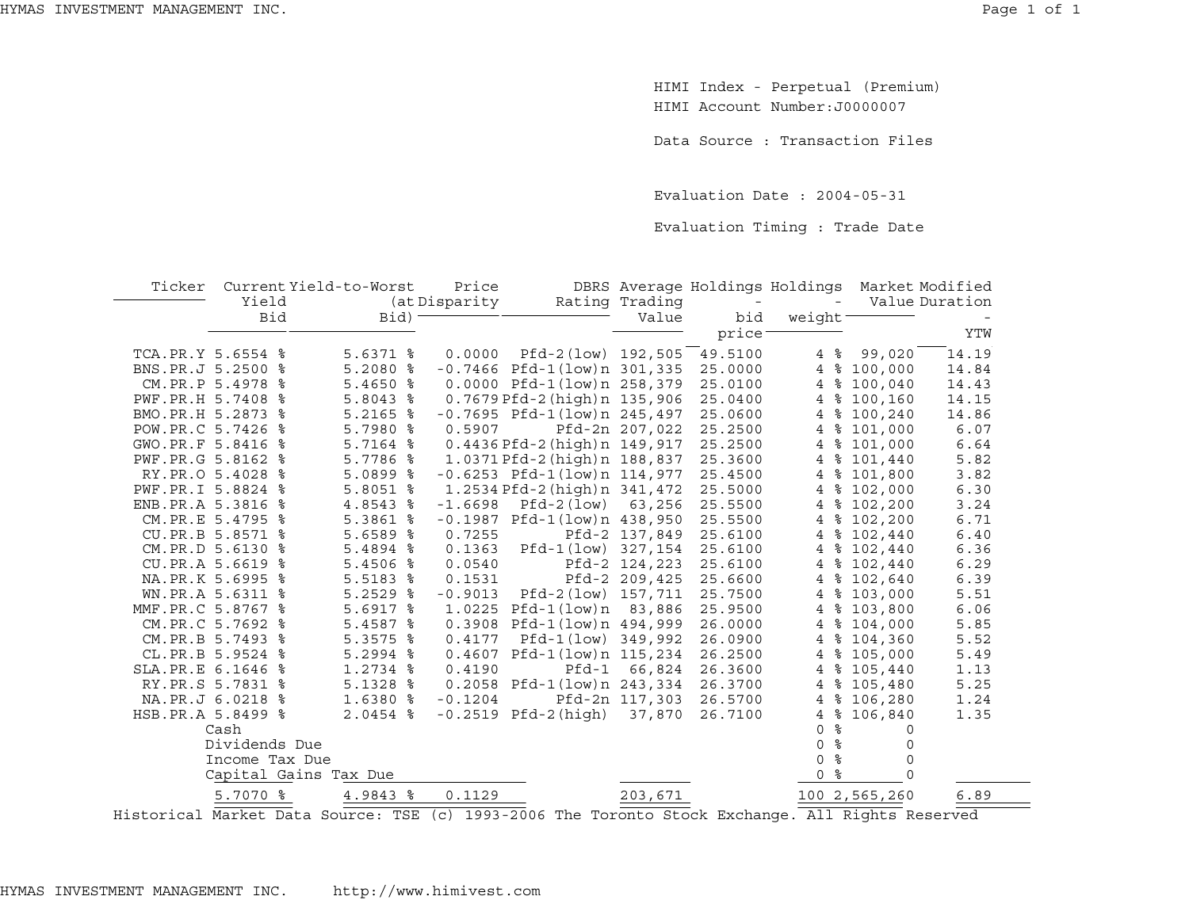HIMI Index - Perpetual (Premium)
HIMI Account Number:J0000007

Data Source : Transaction Files

Evaluation Date : 2004-05-31

Evaluation Timing : Trade Date

| Ticker | Current Yield Bid | Yield-to-Worst (at Bid) | Price Disparity | DBRS Rating | Average Trading Value | Holdings - bid price | Holdings - weight | Market Value | Modified Duration - YTW |
|---|---|---|---|---|---|---|---|---|---|
| TCA.PR.Y | 5.6554 % | 5.6371 % | 0.0000 | Pfd-2(low) | 192,505 | 49.5100 | 4 % | 99,020 | 14.19 |
| BNS.PR.J | 5.2500 % | 5.2080 % | -0.7466 | Pfd-1(low)n | 301,335 | 25.0000 | 4 % | 100,000 | 14.84 |
| CM.PR.P | 5.4978 % | 5.4650 % | 0.0000 | Pfd-1(low)n | 258,379 | 25.0100 | 4 % | 100,040 | 14.43 |
| PWF.PR.H | 5.7408 % | 5.8043 % | 0.7679 | Pfd-2(high)n | 135,906 | 25.0400 | 4 % | 100,160 | 14.15 |
| BMO.PR.H | 5.2873 % | 5.2165 % | -0.7695 | Pfd-1(low)n | 245,497 | 25.0600 | 4 % | 100,240 | 14.86 |
| POW.PR.C | 5.7426 % | 5.7980 % | 0.5907 | Pfd-2n | 207,022 | 25.2500 | 4 % | 101,000 | 6.07 |
| GWO.PR.F | 5.8416 % | 5.7164 % | 0.4436 | Pfd-2(high)n | 149,917 | 25.2500 | 4 % | 101,000 | 6.64 |
| PWF.PR.G | 5.8162 % | 5.7786 % | 1.0371 | Pfd-2(high)n | 188,837 | 25.3600 | 4 % | 101,440 | 5.82 |
| RY.PR.O | 5.4028 % | 5.0899 % | -0.6253 | Pfd-1(low)n | 114,977 | 25.4500 | 4 % | 101,800 | 3.82 |
| PWF.PR.I | 5.8824 % | 5.8051 % | 1.2534 | Pfd-2(high)n | 341,472 | 25.5000 | 4 % | 102,000 | 6.30 |
| ENB.PR.A | 5.3816 % | 4.8543 % | -1.6698 | Pfd-2(low) | 63,256 | 25.5500 | 4 % | 102,200 | 3.24 |
| CM.PR.E | 5.4795 % | 5.3861 % | -0.1987 | Pfd-1(low)n | 438,950 | 25.5500 | 4 % | 102,200 | 6.71 |
| CU.PR.B | 5.8571 % | 5.6589 % | 0.7255 | Pfd-2 | 137,849 | 25.6100 | 4 % | 102,440 | 6.40 |
| CM.PR.D | 5.6130 % | 5.4894 % | 0.1363 | Pfd-1(low) | 327,154 | 25.6100 | 4 % | 102,440 | 6.36 |
| CU.PR.A | 5.6619 % | 5.4506 % | 0.0540 | Pfd-2 | 124,223 | 25.6100 | 4 % | 102,440 | 6.29 |
| NA.PR.K | 5.6995 % | 5.5183 % | 0.1531 | Pfd-2 | 209,425 | 25.6600 | 4 % | 102,640 | 6.39 |
| WN.PR.A | 5.6311 % | 5.2529 % | -0.9013 | Pfd-2(low) | 157,711 | 25.7500 | 4 % | 103,000 | 5.51 |
| MMF.PR.C | 5.8767 % | 5.6917 % | 1.0225 | Pfd-1(low)n | 83,886 | 25.9500 | 4 % | 103,800 | 6.06 |
| CM.PR.C | 5.7692 % | 5.4587 % | 0.3908 | Pfd-1(low)n | 494,999 | 26.0000 | 4 % | 104,000 | 5.85 |
| CM.PR.B | 5.7493 % | 5.3575 % | 0.4177 | Pfd-1(low) | 349,992 | 26.0900 | 4 % | 104,360 | 5.52 |
| CL.PR.B | 5.9524 % | 5.2994 % | 0.4607 | Pfd-1(low)n | 115,234 | 26.2500 | 4 % | 105,000 | 5.49 |
| SLA.PR.E | 6.1646 % | 1.2734 % | 0.4190 | Pfd-1 | 66,824 | 26.3600 | 4 % | 105,440 | 1.13 |
| RY.PR.S | 5.7831 % | 5.1328 % | 0.2058 | Pfd-1(low)n | 243,334 | 26.3700 | 4 % | 105,480 | 5.25 |
| NA.PR.J | 6.0218 % | 1.6380 % | -0.1204 | Pfd-2n | 117,303 | 26.5700 | 4 % | 106,280 | 1.24 |
| HSB.PR.A | 5.8499 % | 2.0454 % | -0.2519 | Pfd-2(high) | 37,870 | 26.7100 | 4 % | 106,840 | 1.35 |
| | Cash | | | | | | 0 % | 0 | |
| | Dividends Due | | | | | | 0 % | 0 | |
| | Income Tax Due | | | | | | 0 % | 0 | |
| | Capital Gains Tax Due | | | | | | 0 % | 0 | |
| | 5.7070 % | 4.9843 % | 0.1129 | | 203,671 | | 100 | 2,565,260 | 6.89 |

Historical Market Data Source: TSE (c) 1993-2006 The Toronto Stock Exchange. All Rights Reserved

HYMAS INVESTMENT MANAGEMENT INC. http://www.himivest.com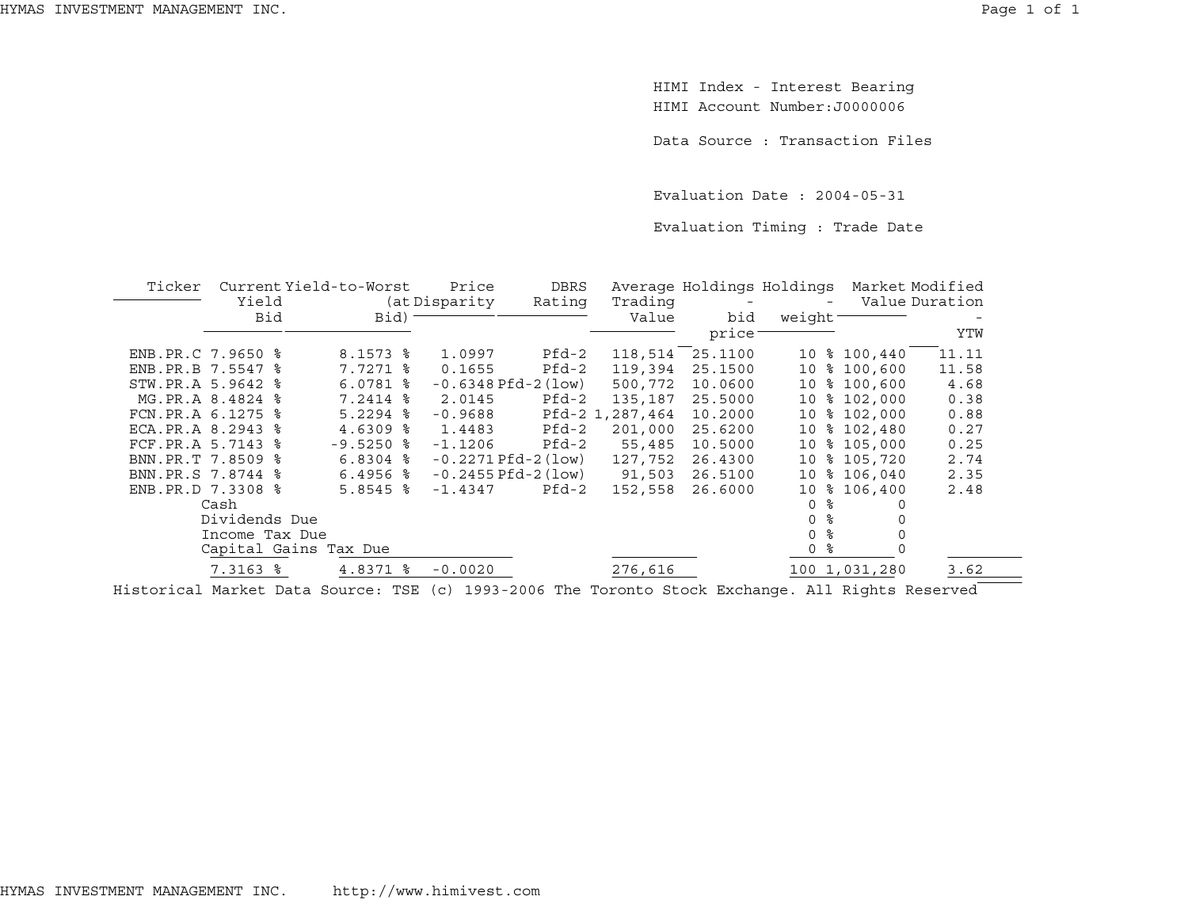HIMI Index - Interest Bearing
HIMI Account Number:J0000006

Data Source : Transaction Files

Evaluation Date : 2004-05-31

Evaluation Timing : Trade Date

| Ticker | Current Yield Bid | Yield-to-Worst (at Bid) | Price Disparity | DBRS Rating | Average Trading Value | Holdings - bid price | Holdings - weight | Market Value | Modified Duration - YTW |
|---|---|---|---|---|---|---|---|---|---|
| ENB.PR.C | 7.9650 % | 8.1573 % | 1.0997 | Pfd-2 | 118,514 | 25.1100 | 10 % | 100,440 | 11.11 |
| ENB.PR.B | 7.5547 % | 7.7271 % | 0.1655 | Pfd-2 | 119,394 | 25.1500 | 10 % | 100,600 | 11.58 |
| STW.PR.A | 5.9642 % | 6.0781 % | -0.6348 | Pfd-2(low) | 500,772 | 10.0600 | 10 % | 100,600 | 4.68 |
| MG.PR.A | 8.4824 % | 7.2414 % | 2.0145 | Pfd-2 | 135,187 | 25.5000 | 10 % | 102,000 | 0.38 |
| FCN.PR.A | 6.1275 % | 5.2294 % | -0.9688 | Pfd-2 | 1,287,464 | 10.2000 | 10 % | 102,000 | 0.88 |
| ECA.PR.A | 8.2943 % | 4.6309 % | 1.4483 | Pfd-2 | 201,000 | 25.6200 | 10 % | 102,480 | 0.27 |
| FCF.PR.A | 5.7143 % | -9.5250 % | -1.1206 | Pfd-2 | 55,485 | 10.5000 | 10 % | 105,000 | 0.25 |
| BNN.PR.T | 7.8509 % | 6.8304 % | -0.2271 | Pfd-2(low) | 127,752 | 26.4300 | 10 % | 105,720 | 2.74 |
| BNN.PR.S | 7.8744 % | 6.4956 % | -0.2455 | Pfd-2(low) | 91,503 | 26.5100 | 10 % | 106,040 | 2.35 |
| ENB.PR.D | 7.3308 % | 5.8545 % | -1.4347 | Pfd-2 | 152,558 | 26.6000 | 10 % | 106,400 | 2.48 |
| Cash | | | | | | | 0 % | 0 | |
| Dividends Due | | | | | | | 0 % | 0 | |
| Income Tax Due | | | | | | | 0 % | 0 | |
| Capital Gains Tax Due | | | | | | | 0 % | 0 | |
| | 7.3163 % | 4.8371 % | -0.0020 | | 276,616 | | 100 | 1,031,280 | 3.62 |

Historical Market Data Source: TSE (c) 1993-2006 The Toronto Stock Exchange. All Rights Reserved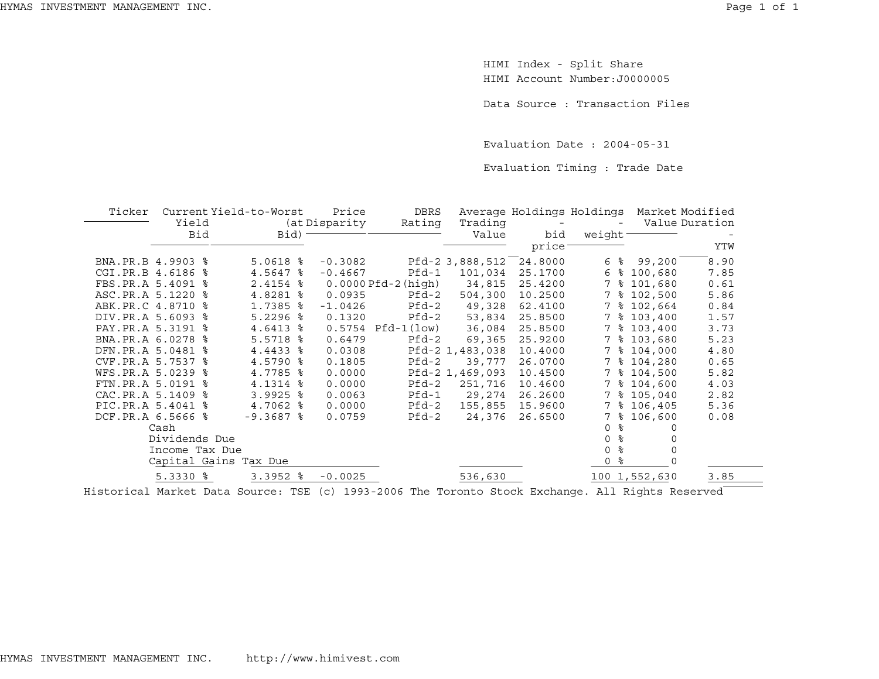HIMI Index - Split Share
HIMI Account Number:J0000005

Data Source : Transaction Files

Evaluation Date : 2004-05-31

Evaluation Timing : Trade Date

| Ticker | Current Yield Bid | Yield-to-Worst (at Bid) | Price Disparity | DBRS Rating | Average Trading Value | Holdings - bid price | Holdings - weight | Market Value | Modified Duration - YTW |
|---|---|---|---|---|---|---|---|---|---|
| BNA.PR.B | 4.9903 % | 5.0618 % | -0.3082 | Pfd-2 | 3,888,512 | 24.8000 | 6 % | 99,200 | 8.90 |
| CGI.PR.B | 4.6186 % | 4.5647 % | -0.4667 | Pfd-1 | 101,034 | 25.1700 | 6 % | 100,680 | 7.85 |
| FBS.PR.A | 5.4091 % | 2.4154 % | 0.0000 | Pfd-2(high) | 34,815 | 25.4200 | 7 % | 101,680 | 0.61 |
| ASC.PR.A | 5.1220 % | 4.8281 % | 0.0935 | Pfd-2 | 504,300 | 10.2500 | 7 % | 102,500 | 5.86 |
| ABK.PR.C | 4.8710 % | 1.7385 % | -1.0426 | Pfd-2 | 49,328 | 62.4100 | 7 % | 102,664 | 0.84 |
| DIV.PR.A | 5.6093 % | 5.2296 % | 0.1320 | Pfd-2 | 53,834 | 25.8500 | 7 % | 103,400 | 1.57 |
| PAY.PR.A | 5.3191 % | 4.6413 % | 0.5754 | Pfd-1(low) | 36,084 | 25.8500 | 7 % | 103,400 | 3.73 |
| BNA.PR.A | 6.0278 % | 5.5718 % | 0.6479 | Pfd-2 | 69,365 | 25.9200 | 7 % | 103,680 | 5.23 |
| DFN.PR.A | 5.0481 % | 4.4433 % | 0.0308 | Pfd-2 | 1,483,038 | 10.4000 | 7 % | 104,000 | 4.80 |
| CVF.PR.A | 5.7537 % | 4.5790 % | 0.1805 | Pfd-2 | 39,777 | 26.0700 | 7 % | 104,280 | 0.65 |
| WFS.PR.A | 5.0239 % | 4.7785 % | 0.0000 | Pfd-2 | 1,469,093 | 10.4500 | 7 % | 104,500 | 5.82 |
| FTN.PR.A | 5.0191 % | 4.1314 % | 0.0000 | Pfd-2 | 251,716 | 10.4600 | 7 % | 104,600 | 4.03 |
| CAC.PR.A | 5.1409 % | 3.9925 % | 0.0063 | Pfd-1 | 29,274 | 26.2600 | 7 % | 105,040 | 2.82 |
| PIC.PR.A | 5.4041 % | 4.7062 % | 0.0000 | Pfd-2 | 155,855 | 15.9600 | 7 % | 106,405 | 5.36 |
| DCF.PR.A | 6.5666 % | -9.3687 % | 0.0759 | Pfd-2 | 24,376 | 26.6500 | 7 % | 106,600 | 0.08 |
| Cash | | | | | | | 0 % | 0 | |
| Dividends Due | | | | | | | 0 % | 0 | |
| Income Tax Due | | | | | | | 0 % | 0 | |
| Capital Gains Tax Due | | | | | | | 0 % | 0 | |
| | 5.3330 % | 3.3952 % | -0.0025 | | 536,630 | | 100 | 1,552,630 | 3.85 |

Historical Market Data Source: TSE (c) 1993-2006 The Toronto Stock Exchange. All Rights Reserved

HYMAS INVESTMENT MANAGEMENT INC. http://www.himivest.com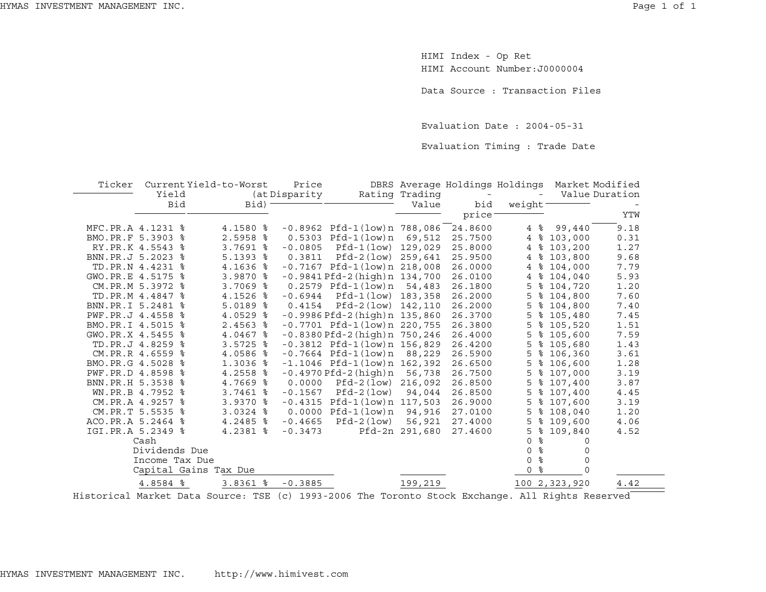HIMI Index - Op Ret
HIMI Account Number:J0000004

Data Source : Transaction Files

Evaluation Date : 2004-05-31

Evaluation Timing : Trade Date

| Ticker | Current Yield Bid | Yield-to-Worst (at Bid) | Price Disparity | DBRS Rating | Average Trading Value | Holdings - bid price | Holdings - weight | Market Value | Modified Duration - YTW |
|---|---|---|---|---|---|---|---|---|---|
| MFC.PR.A | 4.1231 % | 4.1580 % | -0.8962 | Pfd-1(low)n | 788,086 | 24.8600 | 4 % | 99,440 | 9.18 |
| BMO.PR.F | 5.3903 % | 2.5958 % | 0.5303 | Pfd-1(low)n | 69,512 | 25.7500 | 4 % | 103,000 | 0.31 |
| RY.PR.K | 4.5543 % | 3.7691 % | -0.0805 | Pfd-1(low) | 129,029 | 25.8000 | 4 % | 103,200 | 1.27 |
| BNN.PR.J | 5.2023 % | 5.1393 % | 0.3811 | Pfd-2(low) | 259,641 | 25.9500 | 4 % | 103,800 | 9.68 |
| TD.PR.N | 4.4231 % | 4.1636 % | -0.7167 | Pfd-1(low)n | 218,008 | 26.0000 | 4 % | 104,000 | 7.79 |
| GWO.PR.E | 4.5175 % | 3.9870 % | -0.9841 | Pfd-2(high)n | 134,700 | 26.0100 | 4 % | 104,040 | 5.93 |
| CM.PR.M | 5.3972 % | 3.7069 % | 0.2579 | Pfd-1(low)n | 54,483 | 26.1800 | 5 % | 104,720 | 1.20 |
| TD.PR.M | 4.4847 % | 4.1526 % | -0.6944 | Pfd-1(low) | 183,358 | 26.2000 | 5 % | 104,800 | 7.60 |
| BNN.PR.I | 5.2481 % | 5.0189 % | 0.4154 | Pfd-2(low) | 142,110 | 26.2000 | 5 % | 104,800 | 7.40 |
| PWF.PR.J | 4.4558 % | 4.0529 % | -0.9986 | Pfd-2(high)n | 135,860 | 26.3700 | 5 % | 105,480 | 7.45 |
| BMO.PR.I | 4.5015 % | 2.4563 % | -0.7701 | Pfd-1(low)n | 220,755 | 26.3800 | 5 % | 105,520 | 1.51 |
| GWO.PR.X | 4.5455 % | 4.0467 % | -0.8380 | Pfd-2(high)n | 750,246 | 26.4000 | 5 % | 105,600 | 7.59 |
| TD.PR.J | 4.8259 % | 3.5725 % | -0.3812 | Pfd-1(low)n | 156,829 | 26.4200 | 5 % | 105,680 | 1.43 |
| CM.PR.R | 4.6559 % | 4.0586 % | -0.7664 | Pfd-1(low)n | 88,229 | 26.5900 | 5 % | 106,360 | 3.61 |
| BMO.PR.G | 4.5028 % | 1.3036 % | -1.1046 | Pfd-1(low)n | 162,392 | 26.6500 | 5 % | 106,600 | 1.28 |
| PWF.PR.D | 4.8598 % | 4.2558 % | -0.4970 | Pfd-2(high)n | 56,738 | 26.7500 | 5 % | 107,000 | 3.19 |
| BNN.PR.H | 5.3538 % | 4.7669 % | 0.0000 | Pfd-2(low) | 216,092 | 26.8500 | 5 % | 107,400 | 3.87 |
| WN.PR.B | 4.7952 % | 3.7461 % | -0.1567 | Pfd-2(low) | 94,044 | 26.8500 | 5 % | 107,400 | 4.45 |
| CM.PR.A | 4.9257 % | 3.9370 % | -0.4315 | Pfd-1(low)n | 117,503 | 26.9000 | 5 % | 107,600 | 3.19 |
| CM.PR.T | 5.5535 % | 3.0324 % | 0.0000 | Pfd-1(low)n | 94,916 | 27.0100 | 5 % | 108,040 | 1.20 |
| ACO.PR.A | 5.2464 % | 4.2485 % | -0.4665 | Pfd-2(low) | 56,921 | 27.4000 | 5 % | 109,600 | 4.06 |
| IGI.PR.A | 5.2349 % | 4.2381 % | -0.3473 | Pfd-2n | 291,680 | 27.4600 | 5 % | 109,840 | 4.52 |
| | Cash | | | | | | 0 % | 0 | |
| | Dividends Due | | | | | | 0 % | 0 | |
| | Income Tax Due | | | | | | 0 % | 0 | |
| | Capital Gains Tax Due | | | | | | 0 % | 0 | |
| | 4.8584 % | 3.8361 % | -0.3885 | | 199,219 | | 100 | 2,323,920 | 4.42 |

Historical Market Data Source: TSE (c) 1993-2006 The Toronto Stock Exchange. All Rights Reserved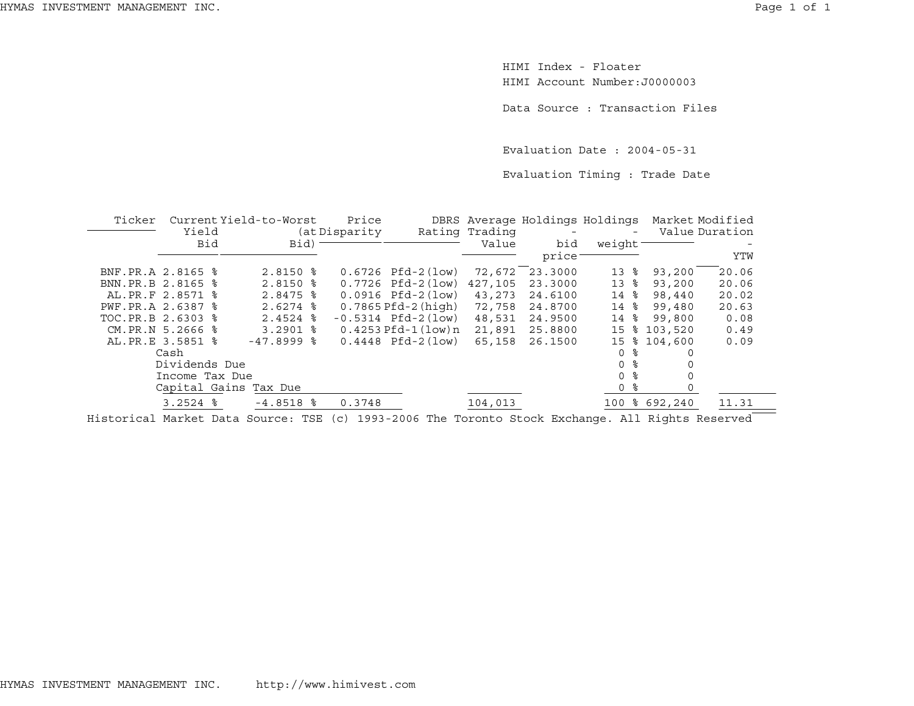HIMI Index - Floater
HIMI Account Number:J0000003

Data Source : Transaction Files

Evaluation Date : 2004-05-31

Evaluation Timing : Trade Date

| Ticker | Current Yield Bid | Yield-to-Worst (at Bid) | Price Disparity | DBRS Rating | Average Trading Value | Holdings - bid price | Holdings - weight | Market Value | Modified Duration - YTW |
|---|---|---|---|---|---|---|---|---|---|
| BNF.PR.A | 2.8165 % | 2.8150 % | 0.6726 | Pfd-2(low) | 72,672 | 23.3000 | 13 % | 93,200 | 20.06 |
| BNN.PR.B | 2.8165 % | 2.8150 % | 0.7726 | Pfd-2(low) | 427,105 | 23.3000 | 13 % | 93,200 | 20.06 |
| AL.PR.F | 2.8571 % | 2.8475 % | 0.0916 | Pfd-2(low) | 43,273 | 24.6100 | 14 % | 98,440 | 20.02 |
| PWF.PR.A | 2.6387 % | 2.6274 % | 0.7865 | Pfd-2(high) | 72,758 | 24.8700 | 14 % | 99,480 | 20.63 |
| TOC.PR.B | 2.6303 % | 2.4524 % | -0.5314 | Pfd-2(low) | 48,531 | 24.9500 | 14 % | 99,800 | 0.08 |
| CM.PR.N | 5.2666 % | 3.2901 % | 0.4253 | Pfd-1(low)n | 21,891 | 25.8800 | 15 % | 103,520 | 0.49 |
| AL.PR.E | 3.5851 % | -47.8999 % | 0.4448 | Pfd-2(low) | 65,158 | 26.1500 | 15 % | 104,600 | 0.09 |
| | Cash | | | | | | 0 % | 0 | |
| | Dividends Due | | | | | | 0 % | 0 | |
| | Income Tax Due | | | | | | 0 % | 0 | |
| | Capital Gains Tax Due | | | | | | 0 % | 0 | |
| | 3.2524 % | -4.8518 % | 0.3748 | | 104,013 | | 100 % | 692,240 | 11.31 |

Historical Market Data Source: TSE (c) 1993-2006 The Toronto Stock Exchange. All Rights Reserved

HYMAS INVESTMENT MANAGEMENT INC. http://www.himivest.com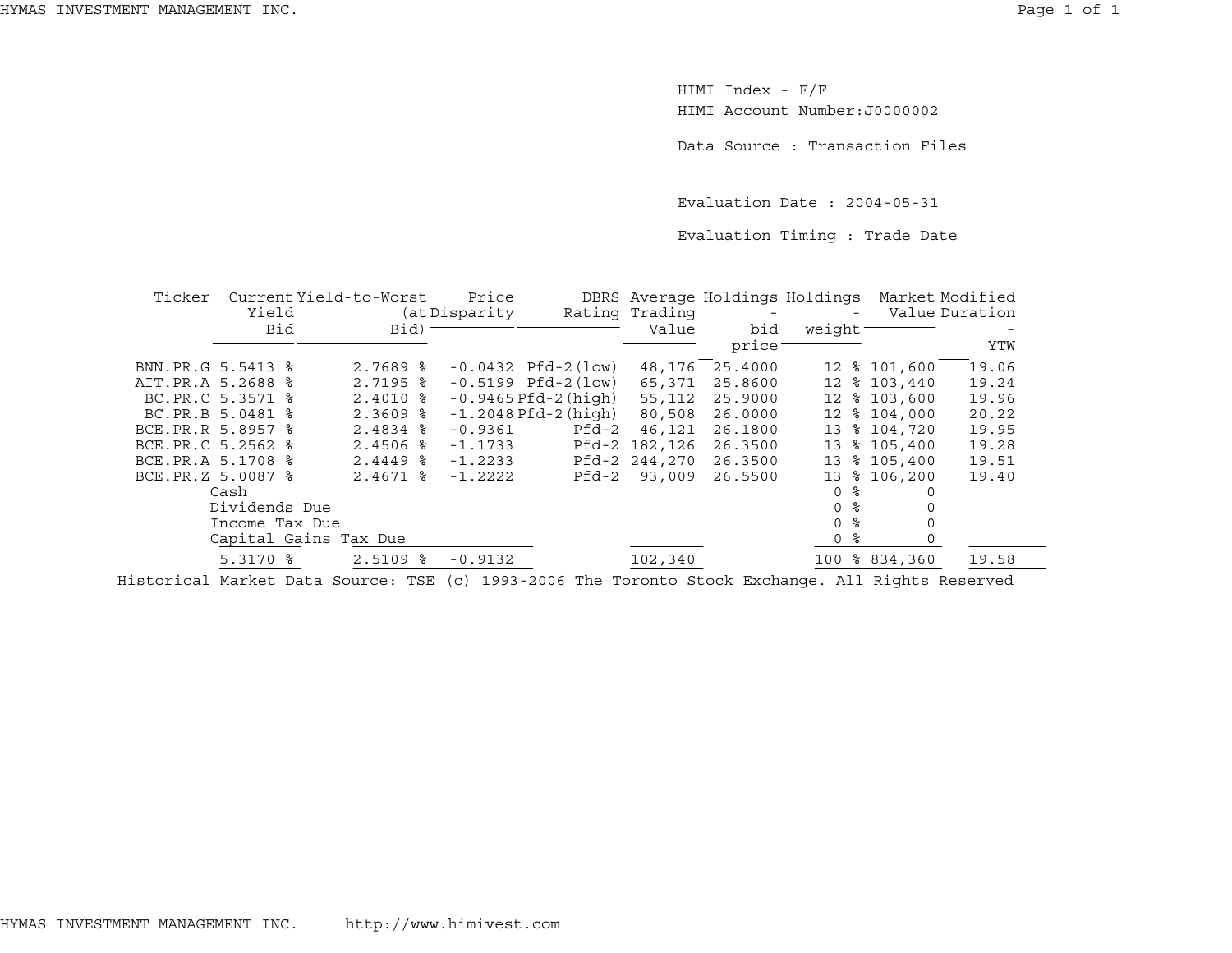HIMI Index - F/F

HIMI Account Number:J0000002

Data Source : Transaction Files

Evaluation Date : 2004-05-31

Evaluation Timing : Trade Date

| Ticker | Current Yield Bid | Yield-to-Worst (at Bid) | Price Disparity | DBRS Rating | Average Trading Value | Holdings - bid price | Holdings - weight | Market Value | Modified Duration - YTW |
|---|---|---|---|---|---|---|---|---|---|
| BNN.PR.G | 5.5413 % | 2.7689 % | -0.0432 | Pfd-2(low) | 48,176 | 25.4000 | 12 % | 101,600 | 19.06 |
| AIT.PR.A | 5.2688 % | 2.7195 % | -0.5199 | Pfd-2(low) | 65,371 | 25.8600 | 12 % | 103,440 | 19.24 |
| BC.PR.C | 5.3571 % | 2.4010 % | -0.9465 | Pfd-2(high) | 55,112 | 25.9000 | 12 % | 103,600 | 19.96 |
| BC.PR.B | 5.0481 % | 2.3609 % | -1.2048 | Pfd-2(high) | 80,508 | 26.0000 | 12 % | 104,000 | 20.22 |
| BCE.PR.R | 5.8957 % | 2.4834 % | -0.9361 | Pfd-2 | 46,121 | 26.1800 | 13 % | 104,720 | 19.95 |
| BCE.PR.C | 5.2562 % | 2.4506 % | -1.1733 | Pfd-2 | 182,126 | 26.3500 | 13 % | 105,400 | 19.28 |
| BCE.PR.A | 5.1708 % | 2.4449 % | -1.2233 | Pfd-2 | 244,270 | 26.3500 | 13 % | 105,400 | 19.51 |
| BCE.PR.Z | 5.0087 % | 2.4671 % | -1.2222 | Pfd-2 | 93,009 | 26.5500 | 13 % | 106,200 | 19.40 |
| | Cash | | | | | | 0 % | 0 | |
| | Dividends Due | | | | | | 0 % | 0 | |
| | Income Tax Due | | | | | | 0 % | 0 | |
| | Capital Gains Tax Due | | | | | | 0 % | 0 | |
| | 5.3170 % | 2.5109 % | -0.9132 | | 102,340 | | 100 % | 834,360 | 19.58 |

Historical Market Data Source: TSE (c) 1993-2006 The Toronto Stock Exchange. All Rights Reserved

HYMAS INVESTMENT MANAGEMENT INC. http://www.himivest.com